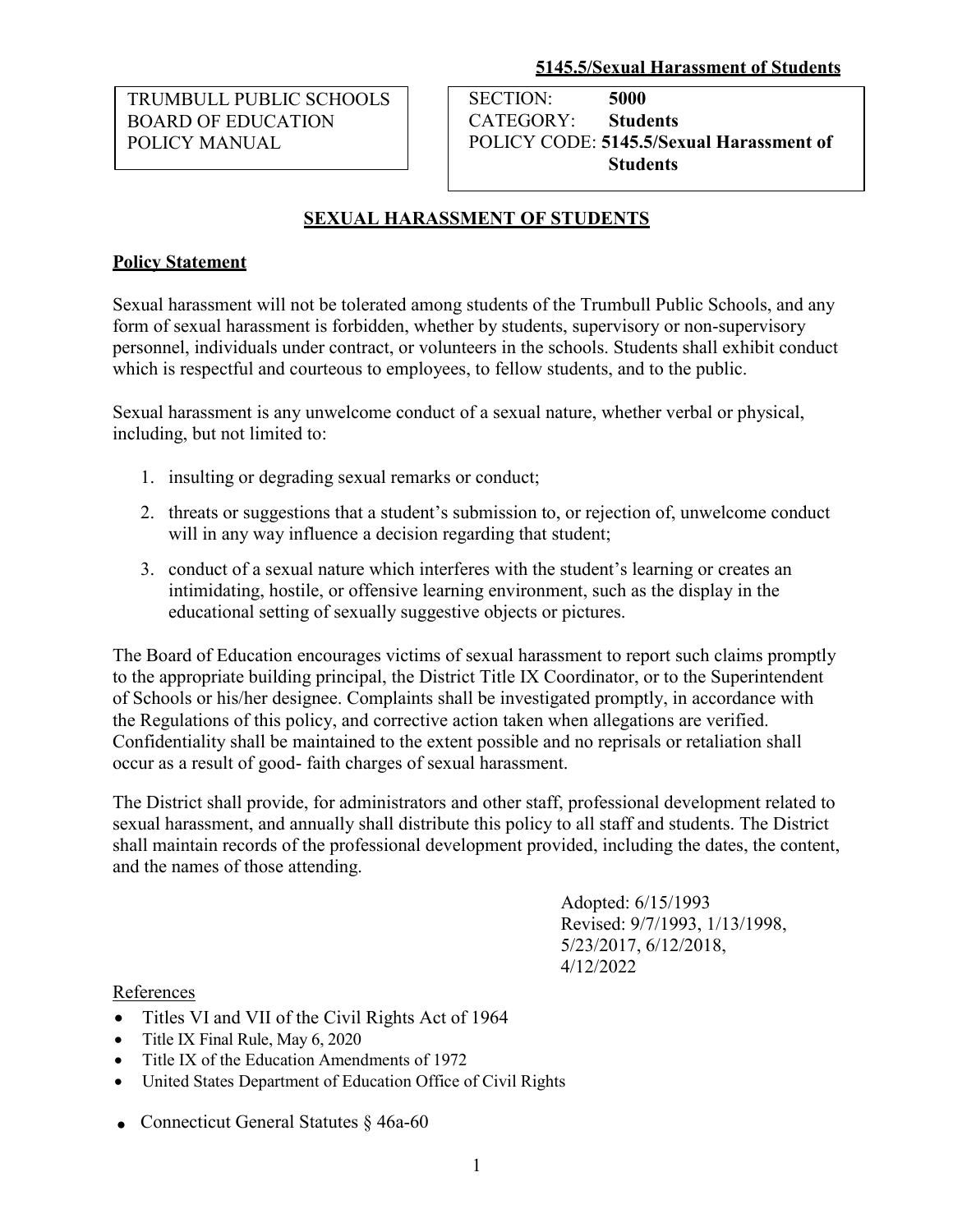**5145.5/Sexual Harassment of Students**

| TRUMBULL PUBLIC SCHOOLS<br>BOARD OF EDUCATION<br>POLICY MANUAL | SECTION: **5000**<br>CATEGORY: **Students**<br>POLICY CODE: **5145.5/Sexual Harassment of Students** |
|---|---|

## SEXUAL HARASSMENT OF STUDENTS

### Policy Statement

Sexual harassment will not be tolerated among students of the Trumbull Public Schools, and any form of sexual harassment is forbidden, whether by students, supervisory or non-supervisory personnel, individuals under contract, or volunteers in the schools. Students shall exhibit conduct which is respectful and courteous to employees, to fellow students, and to the public.

Sexual harassment is any unwelcome conduct of a sexual nature, whether verbal or physical, including, but not limited to:

1. insulting or degrading sexual remarks or conduct;
2. threats or suggestions that a student's submission to, or rejection of, unwelcome conduct will in any way influence a decision regarding that student;
3. conduct of a sexual nature which interferes with the student's learning or creates an intimidating, hostile, or offensive learning environment, such as the display in the educational setting of sexually suggestive objects or pictures.

The Board of Education encourages victims of sexual harassment to report such claims promptly to the appropriate building principal, the District Title IX Coordinator, or to the Superintendent of Schools or his/her designee. Complaints shall be investigated promptly, in accordance with the Regulations of this policy, and corrective action taken when allegations are verified. Confidentiality shall be maintained to the extent possible and no reprisals or retaliation shall occur as a result of good- faith charges of sexual harassment.

The District shall provide, for administrators and other staff, professional development related to sexual harassment, and annually shall distribute this policy to all staff and students. The District shall maintain records of the professional development provided, including the dates, the content, and the names of those attending.

Adopted: 6/15/1993
Revised: 9/7/1993, 1/13/1998, 5/23/2017, 6/12/2018, 4/12/2022

References

- Titles VI and VII of the Civil Rights Act of 1964
- Title IX Final Rule, May 6, 2020
- Title IX of the Education Amendments of 1972
- United States Department of Education Office of Civil Rights
- Connecticut General Statutes § 46a-60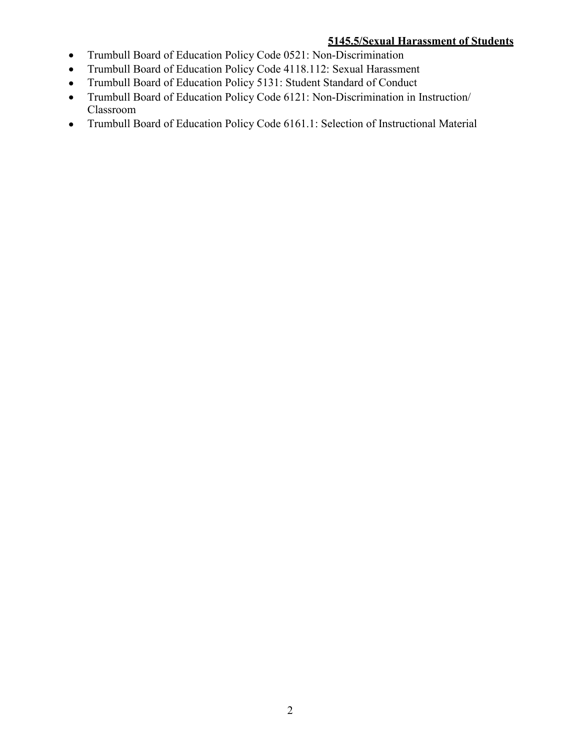- Trumbull Board of Education Policy Code 0521: Non-Discrimination
- Trumbull Board of Education Policy Code 4118.112: Sexual Harassment
- Trumbull Board of Education Policy 5131: Student Standard of Conduct
- Trumbull Board of Education Policy Code 6121: Non-Discrimination in Instruction/ Classroom
- Trumbull Board of Education Policy Code 6161.1: Selection of Instructional Material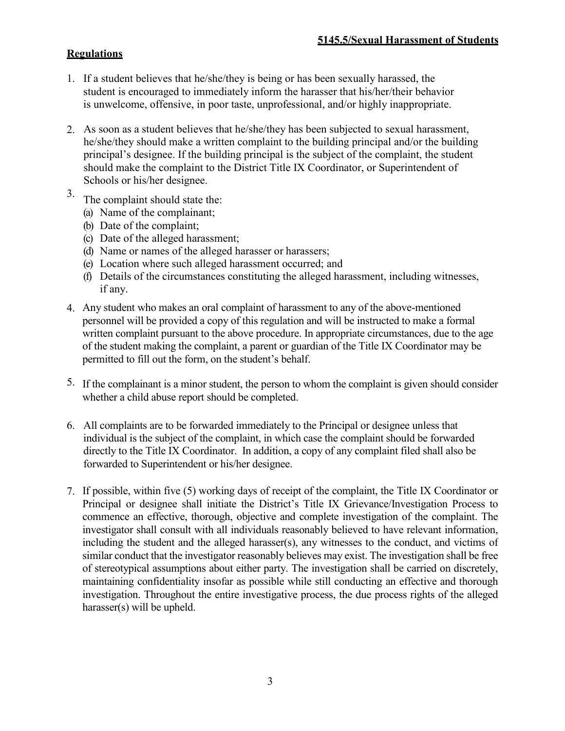**5145.5/Sexual Harassment of Students**

**Regulations**

1. If a student believes that he/she/they is being or has been sexually harassed, the student is encouraged to immediately inform the harasser that his/her/their behavior is unwelcome, offensive, in poor taste, unprofessional, and/or highly inappropriate.

2. As soon as a student believes that he/she/they has been subjected to sexual harassment, he/she/they should make a written complaint to the building principal and/or the building principal's designee. If the building principal is the subject of the complaint, the student should make the complaint to the District Title IX Coordinator, or Superintendent of Schools or his/her designee.

3. The complaint should state the:
   (a) Name of the complainant;
   (b) Date of the complaint;
   (c) Date of the alleged harassment;
   (d) Name or names of the alleged harasser or harassers;
   (e) Location where such alleged harassment occurred; and
   (f) Details of the circumstances constituting the alleged harassment, including witnesses, if any.

4. Any student who makes an oral complaint of harassment to any of the above-mentioned personnel will be provided a copy of this regulation and will be instructed to make a formal written complaint pursuant to the above procedure. In appropriate circumstances, due to the age of the student making the complaint, a parent or guardian of the Title IX Coordinator may be permitted to fill out the form, on the student's behalf.

5. If the complainant is a minor student, the person to whom the complaint is given should consider whether a child abuse report should be completed.

6. All complaints are to be forwarded immediately to the Principal or designee unless that individual is the subject of the complaint, in which case the complaint should be forwarded directly to the Title IX Coordinator. In addition, a copy of any complaint filed shall also be forwarded to Superintendent or his/her designee.

7. If possible, within five (5) working days of receipt of the complaint, the Title IX Coordinator or Principal or designee shall initiate the District's Title IX Grievance/Investigation Process to commence an effective, thorough, objective and complete investigation of the complaint. The investigator shall consult with all individuals reasonably believed to have relevant information, including the student and the alleged harasser(s), any witnesses to the conduct, and victims of similar conduct that the investigator reasonably believes may exist. The investigation shall be free of stereotypical assumptions about either party. The investigation shall be carried on discretely, maintaining confidentiality insofar as possible while still conducting an effective and thorough investigation. Throughout the entire investigative process, the due process rights of the alleged harasser(s) will be upheld.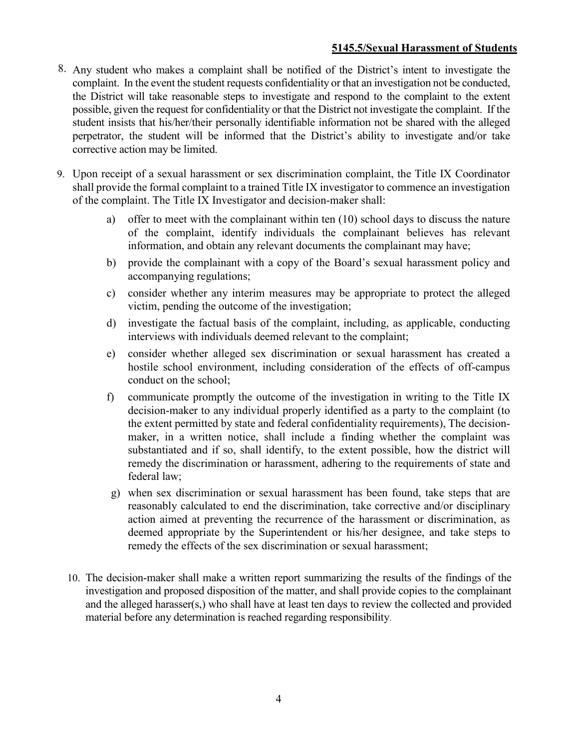8. Any student who makes a complaint shall be notified of the District's intent to investigate the complaint. In the event the student requests confidentiality or that an investigation not be conducted, the District will take reasonable steps to investigate and respond to the complaint to the extent possible, given the request for confidentiality or that the District not investigate the complaint. If the student insists that his/her/their personally identifiable information not be shared with the alleged perpetrator, the student will be informed that the District's ability to investigate and/or take corrective action may be limited.

9. Upon receipt of a sexual harassment or sex discrimination complaint, the Title IX Coordinator shall provide the formal complaint to a trained Title IX investigator to commence an investigation of the complaint. The Title IX Investigator and decision-maker shall:

    a) offer to meet with the complainant within ten (10) school days to discuss the nature of the complaint, identify individuals the complainant believes has relevant information, and obtain any relevant documents the complainant may have;

    b) provide the complainant with a copy of the Board's sexual harassment policy and accompanying regulations;

    c) consider whether any interim measures may be appropriate to protect the alleged victim, pending the outcome of the investigation;

    d) investigate the factual basis of the complaint, including, as applicable, conducting interviews with individuals deemed relevant to the complaint;

    e) consider whether alleged sex discrimination or sexual harassment has created a hostile school environment, including consideration of the effects of off-campus conduct on the school;

    f) communicate promptly the outcome of the investigation in writing to the Title IX decision-maker to any individual properly identified as a party to the complaint (to the extent permitted by state and federal confidentiality requirements), The decision-maker, in a written notice, shall include a finding whether the complaint was substantiated and if so, shall identify, to the extent possible, how the district will remedy the discrimination or harassment, adhering to the requirements of state and federal law;

    g) when sex discrimination or sexual harassment has been found, take steps that are reasonably calculated to end the discrimination, take corrective and/or disciplinary action aimed at preventing the recurrence of the harassment or discrimination, as deemed appropriate by the Superintendent or his/her designee, and take steps to remedy the effects of the sex discrimination or sexual harassment;

10. The decision-maker shall make a written report summarizing the results of the findings of the investigation and proposed disposition of the matter, and shall provide copies to the complainant and the alleged harasser(s,) who shall have at least ten days to review the collected and provided material before any determination is reached regarding responsibility.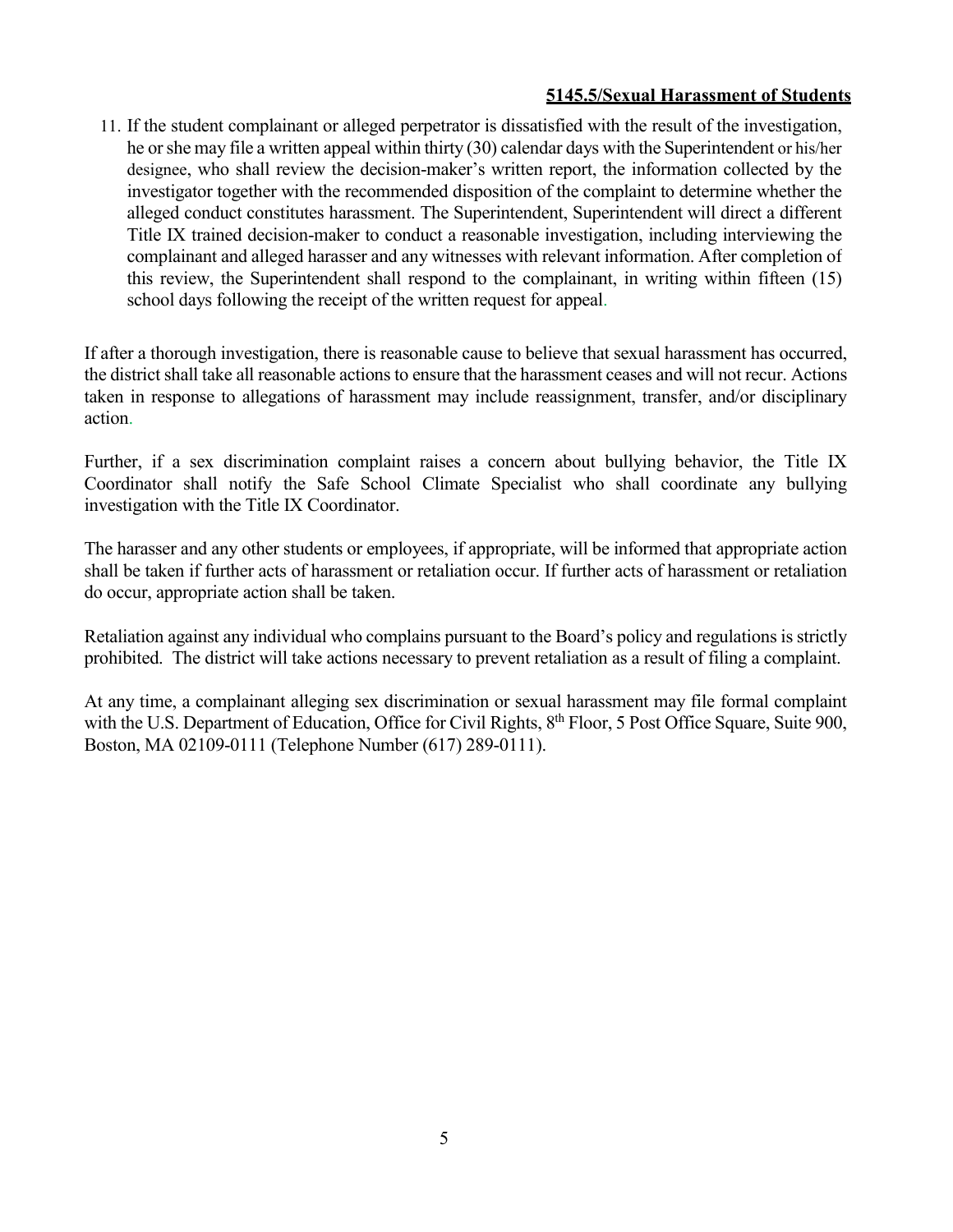**5145.5/Sexual Harassment of Students**

11. If the student complainant or alleged perpetrator is dissatisfied with the result of the investigation, he or she may file a written appeal within thirty (30) calendar days with the Superintendent or his/her designee, who shall review the decision-maker's written report, the information collected by the investigator together with the recommended disposition of the complaint to determine whether the alleged conduct constitutes harassment. The Superintendent, Superintendent will direct a different Title IX trained decision-maker to conduct a reasonable investigation, including interviewing the complainant and alleged harasser and any witnesses with relevant information. After completion of this review, the Superintendent shall respond to the complainant, in writing within fifteen (15) school days following the receipt of the written request for appeal.

If after a thorough investigation, there is reasonable cause to believe that sexual harassment has occurred, the district shall take all reasonable actions to ensure that the harassment ceases and will not recur. Actions taken in response to allegations of harassment may include reassignment, transfer, and/or disciplinary action.

Further, if a sex discrimination complaint raises a concern about bullying behavior, the Title IX Coordinator shall notify the Safe School Climate Specialist who shall coordinate any bullying investigation with the Title IX Coordinator.

The harasser and any other students or employees, if appropriate, will be informed that appropriate action shall be taken if further acts of harassment or retaliation occur. If further acts of harassment or retaliation do occur, appropriate action shall be taken.

Retaliation against any individual who complains pursuant to the Board's policy and regulations is strictly prohibited. The district will take actions necessary to prevent retaliation as a result of filing a complaint.

At any time, a complainant alleging sex discrimination or sexual harassment may file formal complaint with the U.S. Department of Education, Office for Civil Rights, 8th Floor, 5 Post Office Square, Suite 900, Boston, MA 02109-0111 (Telephone Number (617) 289-0111).